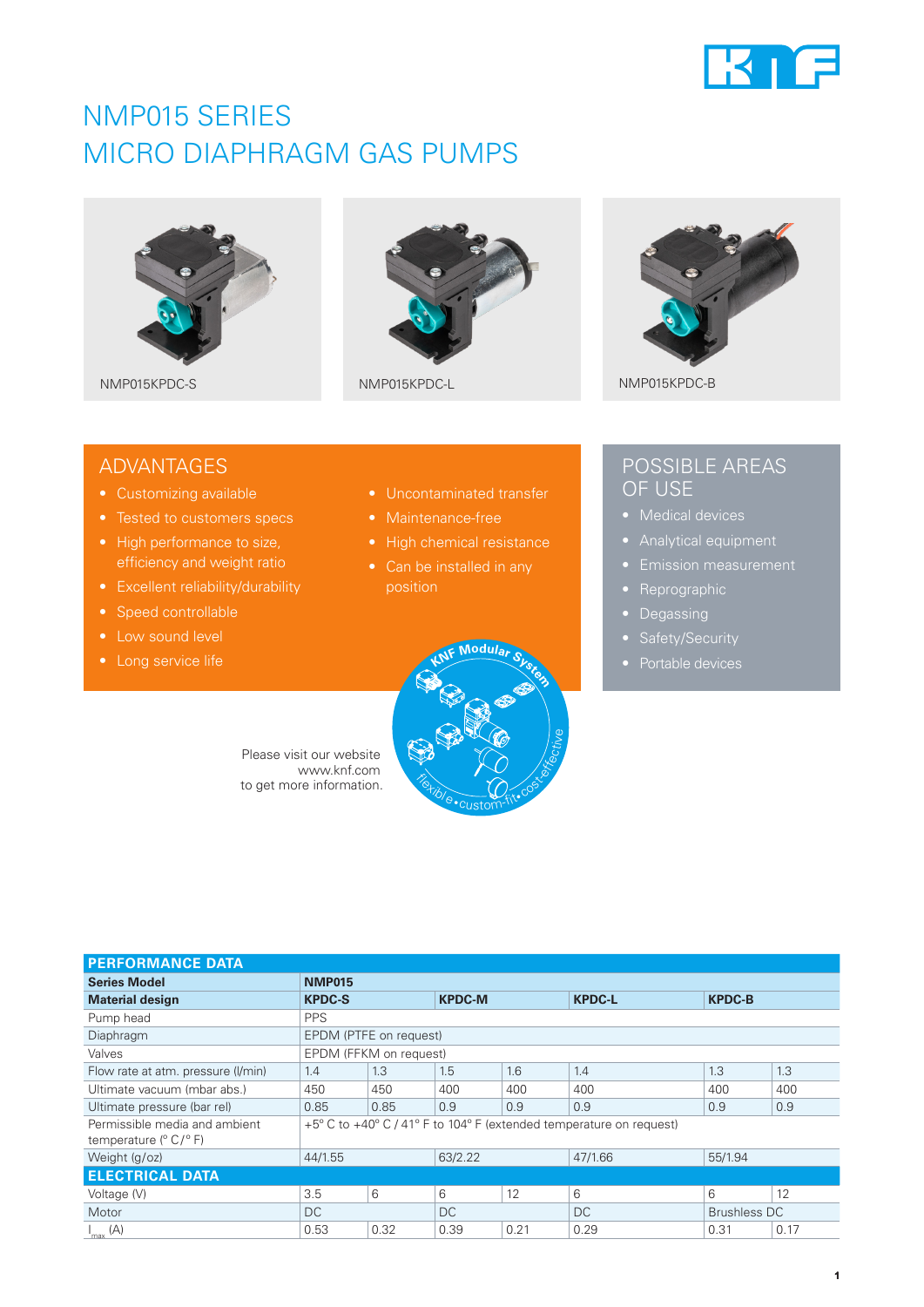# NMP015 SERIES
# MICRO DIAPHRAGM GAS PUMPS

NMP015KPDC-S

NMP015KPDC-L

NMP015KPDC-B

## ADVANTAGES

- Customizing available
- Tested to customers specs
- High performance to size, efficiency and weight ratio
- Excellent reliability/durability
- Speed controllable
- Low sound level
- Long service life
- Uncontaminated transfer
- Maintenance-free
- High chemical resistance
- Can be installed in any position

## POSSIBLE AREAS OF USE

- Medical devices
- Analytical equipment
- Emission measurement
- Reprographic
- Degassing
- Safety/Security
- Portable devices

Please visit our website www.knf.com to get more information.

KNF Modular System – flexible • custom-fit • cost-effective

| PERFORMANCE DATA | | | | | | | |
|---|---|---|---|---|---|---|---|
| **Series Model** | **NMP015** | | | | | | |
| **Material design** | **KPDC-S** | | **KPDC-M** | | **KPDC-L** | **KPDC-B** | |
| Pump head | PPS | | | | | | |
| Diaphragm | EPDM (PTFE on request) | | | | | | |
| Valves | EPDM (FFKM on request) | | | | | | |
| Flow rate at atm. pressure (l/min) | 1.4 | 1.3 | 1.5 | 1.6 | 1.4 | 1.3 | 1.3 |
| Ultimate vacuum (mbar abs.) | 450 | 450 | 400 | 400 | 400 | 400 | 400 |
| Ultimate pressure (bar rel) | 0.85 | 0.85 | 0.9 | 0.9 | 0.9 | 0.9 | 0.9 |
| Permissible media and ambient temperature (° C / ° F) | +5° C to +40° C / 41° F to 104° F (extended temperature on request) | | | | | | |
| Weight (g/oz) | 44/1.55 | | 63/2.22 | | 47/1.66 | 55/1.94 | |
| **ELECTRICAL DATA** | | | | | | | |
| Voltage (V) | 3.5 | 6 | 6 | 12 | 6 | 6 | 12 |
| Motor | DC | | DC | | DC | Brushless DC | |
| $I_{max}$ (A) | 0.53 | 0.32 | 0.39 | 0.21 | 0.29 | 0.31 | 0.17 |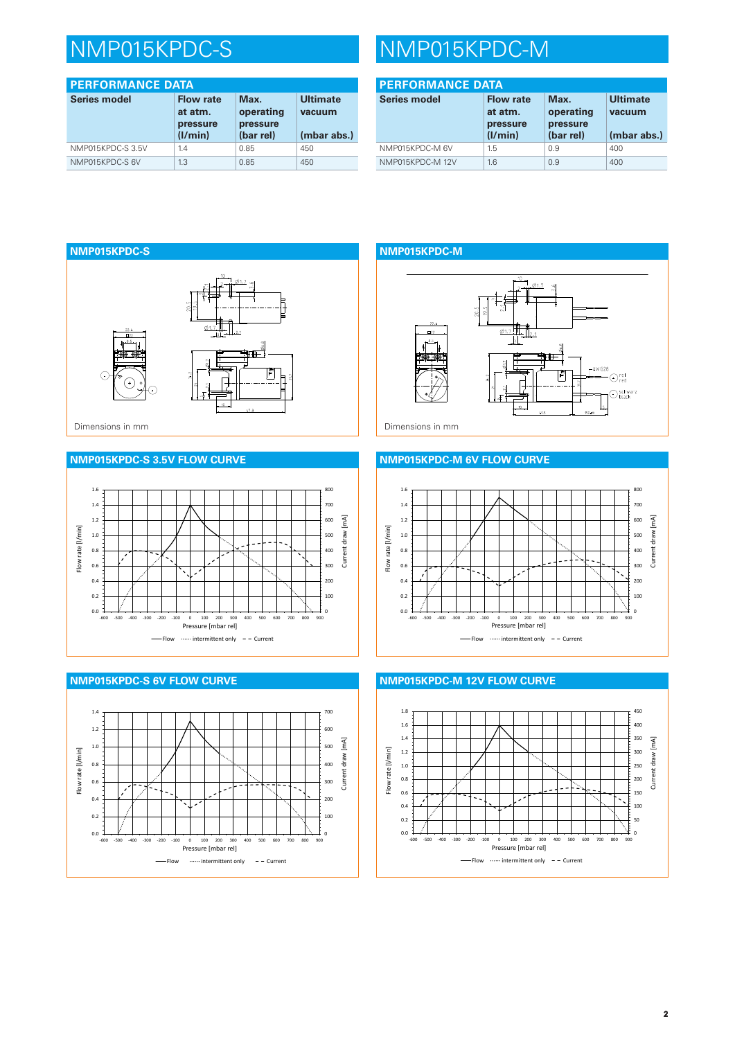# NMP015KPDC-S

## PERFORMANCE DATA

| Series model | Flow rate at atm. pressure (l/min) | Max. operating pressure (bar rel) | Ultimate vacuum (mbar abs.) |
|---|---|---|---|
| NMP015KPDC-S 3.5V | 1.4 | 0.85 | 450 |
| NMP015KPDC-S 6V | 1.3 | 0.85 | 450 |

# NMP015KPDC-M

## PERFORMANCE DATA

| Series model | Flow rate at atm. pressure (l/min) | Max. operating pressure (bar rel) | Ultimate vacuum (mbar abs.) |
|---|---|---|---|
| NMP015KPDC-M 6V | 1.5 | 0.9 | 400 |
| NMP015KPDC-M 12V | 1.6 | 0.9 | 400 |

## NMP015KPDC-S

Dimensions in mm

## NMP015KPDC-M

Dimensions in mm

## NMP015KPDC-S 3.5V FLOW CURVE

Flow rate [l/min] / Current draw [mA] vs. Pressure [mbar rel]

— Flow ······ intermittent only – – Current

## NMP015KPDC-M 6V FLOW CURVE

Flow rate [l/min] / Current draw [mA] vs. Pressure [mbar rel]

— Flow ······ intermittent only – – Current

## NMP015KPDC-S 6V FLOW CURVE

Flow rate [l/min] / Current draw [mA] vs. Pressure [mbar rel]

— Flow ······ intermittent only – – Current

## NMP015KPDC-M 12V FLOW CURVE

Flow rate [l/min] / Current draw [mA] vs. Pressure [mbar rel]

— Flow ······ intermittent only – – Current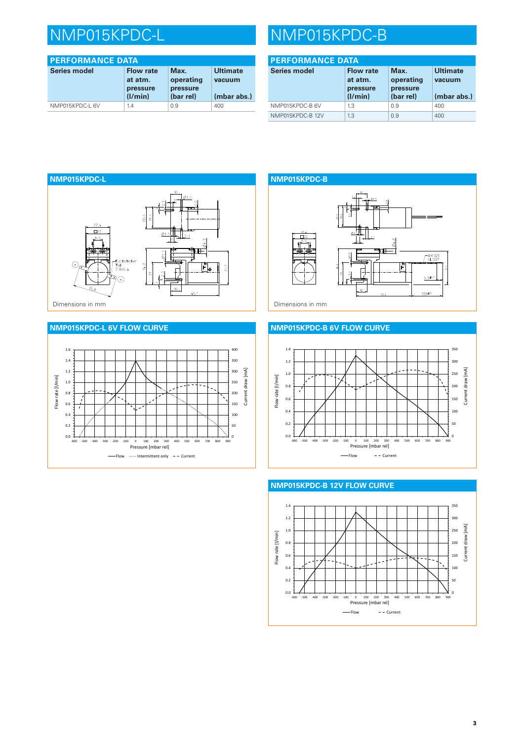# NMP015KPDC-L

## PERFORMANCE DATA

| Series model | Flow rate at atm. pressure (l/min) | Max. operating pressure (bar rel) | Ultimate vacuum (mbar abs.) |
|---|---|---|---|
| NMP015KPDC-L 6V | 1.4 | 0.9 | 400 |

## NMP015KPDC-L

Dimensions in mm

## NMP015KPDC-L 6V FLOW CURVE

# NMP015KPDC-B

## PERFORMANCE DATA

| Series model | Flow rate at atm. pressure (l/min) | Max. operating pressure (bar rel) | Ultimate vacuum (mbar abs.) |
|---|---|---|---|
| NMP015KPDC-B 6V | 1.3 | 0.9 | 400 |
| NMP015KPDC-B 12V | 1.3 | 0.9 | 400 |

## NMP015KPDC-B

Dimensions in mm

## NMP015KPDC-B 6V FLOW CURVE

## NMP015KPDC-B 12V FLOW CURVE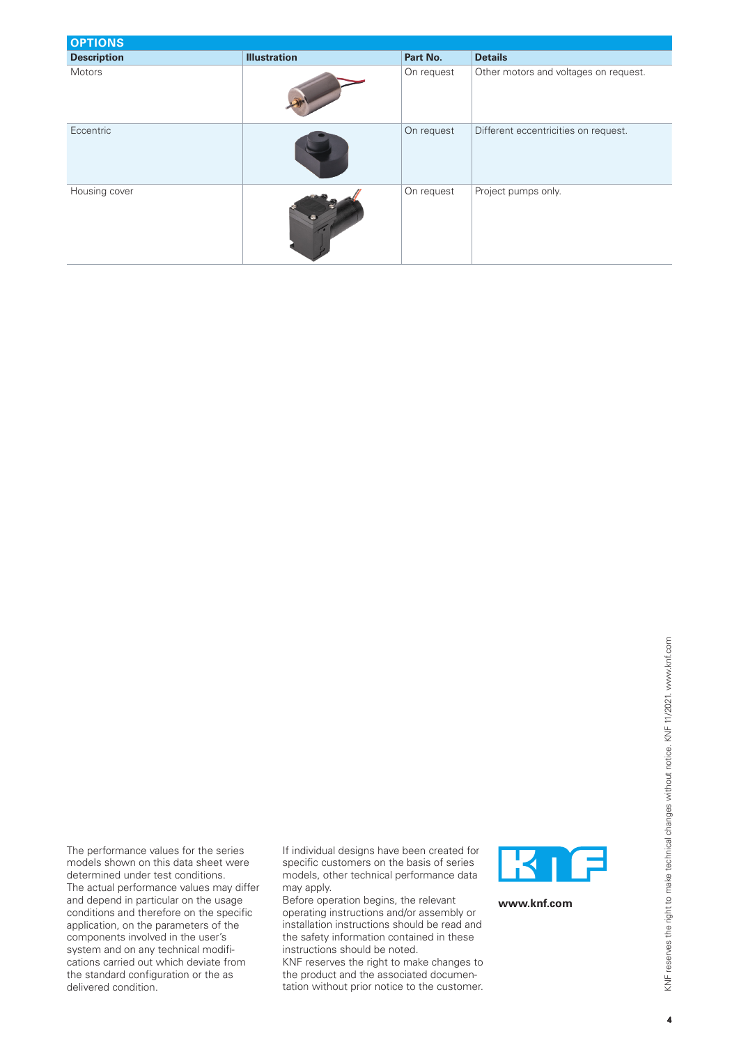## OPTIONS

| Description | Illustration | Part No. | Details |
|---|---|---|---|
| Motors | | On request | Other motors and voltages on request. |
| Eccentric | | On request | Different eccentricities on request. |
| Housing cover | | On request | Project pumps only. |

The performance values for the series models shown on this data sheet were determined under test conditions. The actual performance values may differ and depend in particular on the usage conditions and therefore on the specific application, on the parameters of the components involved in the user's system and on any technical modifications carried out which deviate from the standard configuration or the as delivered condition.

If individual designs have been created for specific customers on the basis of series models, other technical performance data may apply.
Before operation begins, the relevant operating instructions and/or assembly or installation instructions should be read and the safety information contained in these instructions should be noted.
KNF reserves the right to make changes to the product and the associated documentation without prior notice to the customer.

KNF

**www.knf.com**

KNF reserves the right to make technical changes without notice. KNF 11/2021. www.knf.com